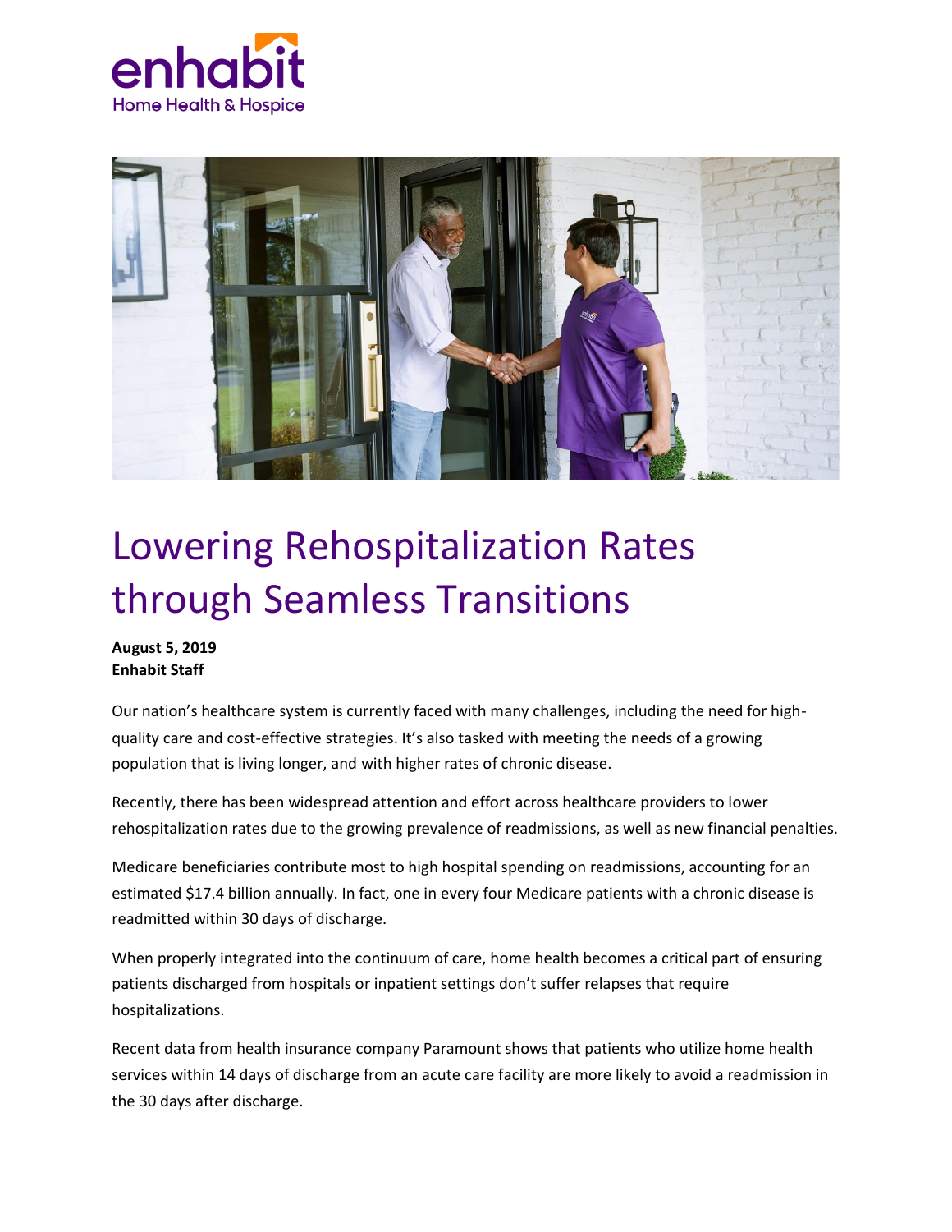# Lowering Rehospitalization Rates through Seamless Transitions

**August 5, 2019**
**Enhabit Staff**

Our nation's healthcare system is currently faced with many challenges, including the need for high-quality care and cost-effective strategies. It's also tasked with meeting the needs of a growing population that is living longer, and with higher rates of chronic disease.

Recently, there has been widespread attention and effort across healthcare providers to lower rehospitalization rates due to the growing prevalence of readmissions, as well as new financial penalties.

Medicare beneficiaries contribute most to high hospital spending on readmissions, accounting for an estimated $17.4 billion annually. In fact, one in every four Medicare patients with a chronic disease is readmitted within 30 days of discharge.

When properly integrated into the continuum of care, home health becomes a critical part of ensuring patients discharged from hospitals or inpatient settings don't suffer relapses that require hospitalizations.

Recent data from health insurance company Paramount shows that patients who utilize home health services within 14 days of discharge from an acute care facility are more likely to avoid a readmission in the 30 days after discharge.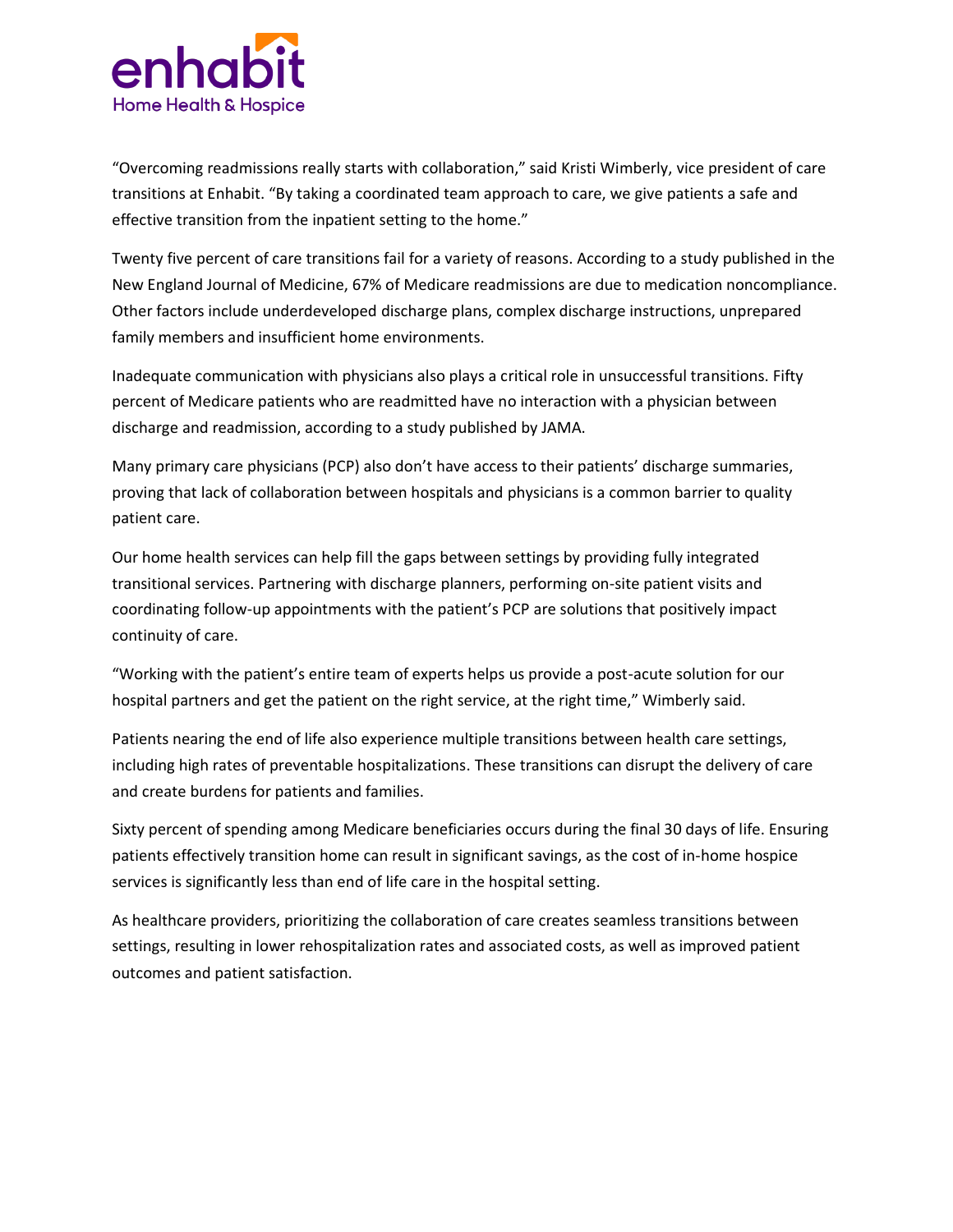"Overcoming readmissions really starts with collaboration," said Kristi Wimberly, vice president of care transitions at Enhabit. "By taking a coordinated team approach to care, we give patients a safe and effective transition from the inpatient setting to the home."

Twenty five percent of care transitions fail for a variety of reasons. According to a study published in the New England Journal of Medicine, 67% of Medicare readmissions are due to medication noncompliance. Other factors include underdeveloped discharge plans, complex discharge instructions, unprepared family members and insufficient home environments.

Inadequate communication with physicians also plays a critical role in unsuccessful transitions. Fifty percent of Medicare patients who are readmitted have no interaction with a physician between discharge and readmission, according to a study published by JAMA.

Many primary care physicians (PCP) also don't have access to their patients' discharge summaries, proving that lack of collaboration between hospitals and physicians is a common barrier to quality patient care.

Our home health services can help fill the gaps between settings by providing fully integrated transitional services. Partnering with discharge planners, performing on-site patient visits and coordinating follow-up appointments with the patient's PCP are solutions that positively impact continuity of care.

"Working with the patient's entire team of experts helps us provide a post-acute solution for our hospital partners and get the patient on the right service, at the right time," Wimberly said.

Patients nearing the end of life also experience multiple transitions between health care settings, including high rates of preventable hospitalizations. These transitions can disrupt the delivery of care and create burdens for patients and families.

Sixty percent of spending among Medicare beneficiaries occurs during the final 30 days of life. Ensuring patients effectively transition home can result in significant savings, as the cost of in-home hospice services is significantly less than end of life care in the hospital setting.

As healthcare providers, prioritizing the collaboration of care creates seamless transitions between settings, resulting in lower rehospitalization rates and associated costs, as well as improved patient outcomes and patient satisfaction.